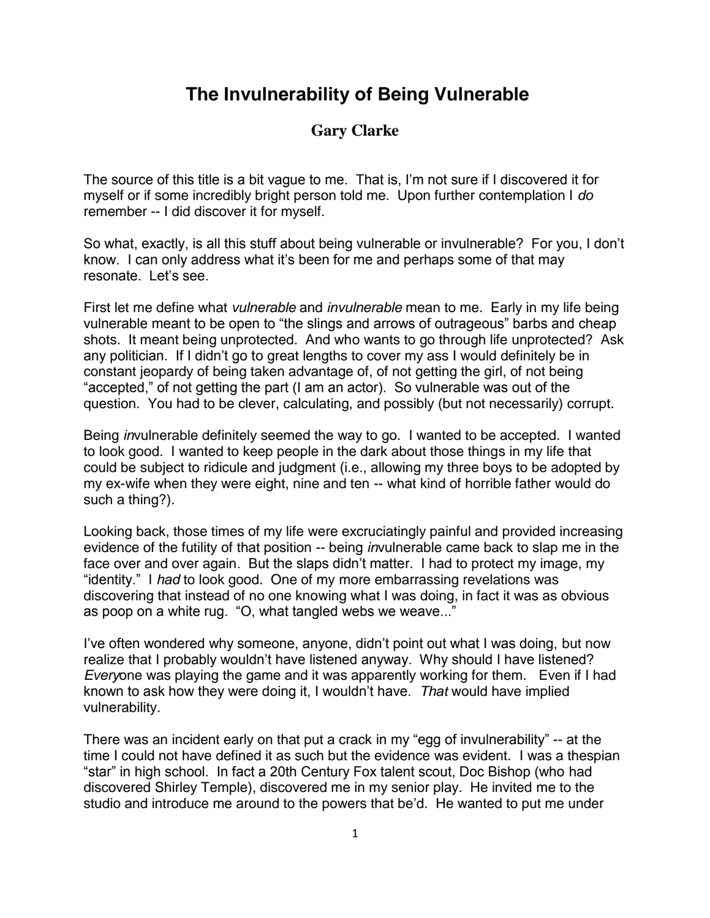# The Invulnerability of Being Vulnerable

**Gary Clarke**

The source of this title is a bit vague to me. That is, I'm not sure if I discovered it for myself or if some incredibly bright person told me. Upon further contemplation I *do* remember -- I did discover it for myself.

So what, exactly, is all this stuff about being vulnerable or invulnerable? For you, I don't know. I can only address what it's been for me and perhaps some of that may resonate. Let's see.

First let me define what *vulnerable* and *invulnerable* mean to me. Early in my life being vulnerable meant to be open to "the slings and arrows of outrageous" barbs and cheap shots. It meant being unprotected. And who wants to go through life unprotected? Ask any politician. If I didn't go to great lengths to cover my ass I would definitely be in constant jeopardy of being taken advantage of, of not getting the girl, of not being "accepted," of not getting the part (I am an actor). So vulnerable was out of the question. You had to be clever, calculating, and possibly (but not necessarily) corrupt.

Being *in*vulnerable definitely seemed the way to go. I wanted to be accepted. I wanted to look good. I wanted to keep people in the dark about those things in my life that could be subject to ridicule and judgment (i.e., allowing my three boys to be adopted by my ex-wife when they were eight, nine and ten -- what kind of horrible father would do such a thing?).

Looking back, those times of my life were excruciatingly painful and provided increasing evidence of the futility of that position -- being *in*vulnerable came back to slap me in the face over and over again. But the slaps didn't matter. I had to protect my image, my "identity." I *had* to look good. One of my more embarrassing revelations was discovering that instead of no one knowing what I was doing, in fact it was as obvious as poop on a white rug. "O, what tangled webs we weave..."

I've often wondered why someone, anyone, didn't point out what I was doing, but now realize that I probably wouldn't have listened anyway. Why should I have listened? *Every*one was playing the game and it was apparently working for them. Even if I had known to ask how they were doing it, I wouldn't have. *That* would have implied vulnerability.

There was an incident early on that put a crack in my "egg of invulnerability" -- at the time I could not have defined it as such but the evidence was evident. I was a thespian "star" in high school. In fact a 20th Century Fox talent scout, Doc Bishop (who had discovered Shirley Temple), discovered me in my senior play. He invited me to the studio and introduce me around to the powers that be'd. He wanted to put me under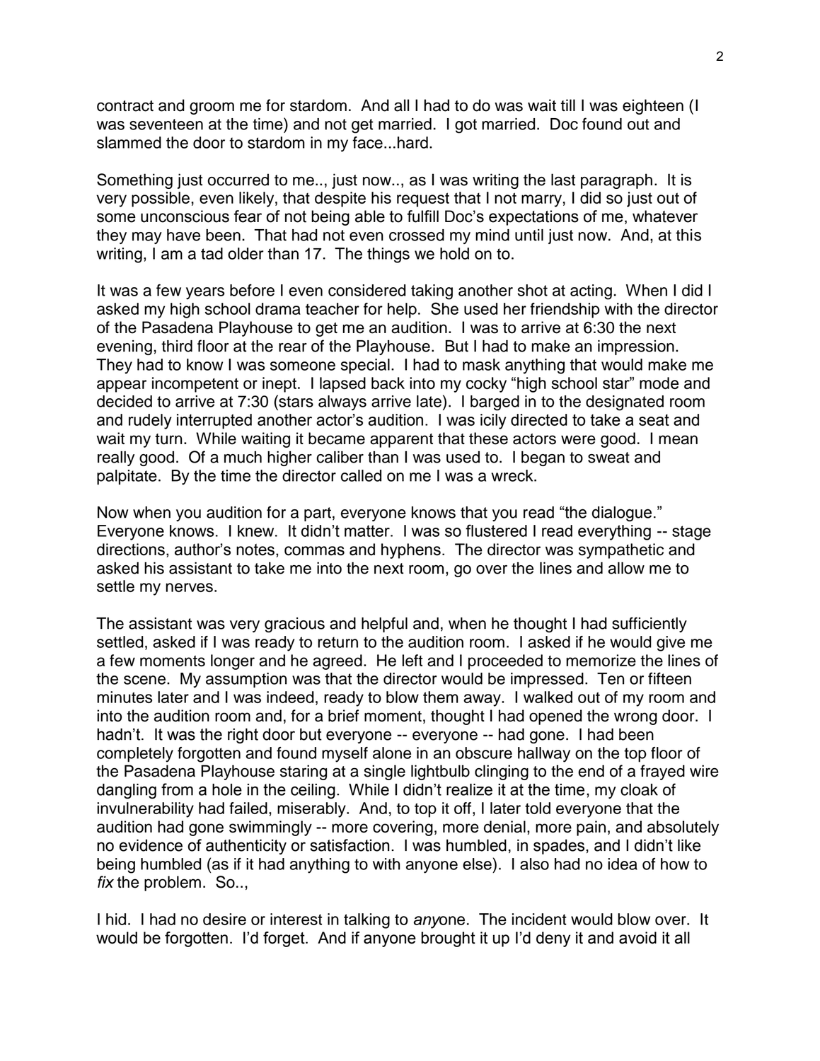contract and groom me for stardom. And all I had to do was wait till I was eighteen (I was seventeen at the time) and not get married. I got married. Doc found out and slammed the door to stardom in my face...hard.

Something just occurred to me.., just now.., as I was writing the last paragraph. It is very possible, even likely, that despite his request that I not marry, I did so just out of some unconscious fear of not being able to fulfill Doc's expectations of me, whatever they may have been. That had not even crossed my mind until just now. And, at this writing, I am a tad older than 17. The things we hold on to.

It was a few years before I even considered taking another shot at acting. When I did I asked my high school drama teacher for help. She used her friendship with the director of the Pasadena Playhouse to get me an audition. I was to arrive at 6:30 the next evening, third floor at the rear of the Playhouse. But I had to make an impression. They had to know I was someone special. I had to mask anything that would make me appear incompetent or inept. I lapsed back into my cocky "high school star" mode and decided to arrive at 7:30 (stars always arrive late). I barged in to the designated room and rudely interrupted another actor's audition. I was icily directed to take a seat and wait my turn. While waiting it became apparent that these actors were good. I mean really good. Of a much higher caliber than I was used to. I began to sweat and palpitate. By the time the director called on me I was a wreck.

Now when you audition for a part, everyone knows that you read "the dialogue." Everyone knows. I knew. It didn't matter. I was so flustered I read everything -- stage directions, author's notes, commas and hyphens. The director was sympathetic and asked his assistant to take me into the next room, go over the lines and allow me to settle my nerves.

The assistant was very gracious and helpful and, when he thought I had sufficiently settled, asked if I was ready to return to the audition room. I asked if he would give me a few moments longer and he agreed. He left and I proceeded to memorize the lines of the scene. My assumption was that the director would be impressed. Ten or fifteen minutes later and I was indeed, ready to blow them away. I walked out of my room and into the audition room and, for a brief moment, thought I had opened the wrong door. I hadn't. It was the right door but everyone -- everyone -- had gone. I had been completely forgotten and found myself alone in an obscure hallway on the top floor of the Pasadena Playhouse staring at a single lightbulb clinging to the end of a frayed wire dangling from a hole in the ceiling. While I didn't realize it at the time, my cloak of invulnerability had failed, miserably. And, to top it off, I later told everyone that the audition had gone swimmingly -- more covering, more denial, more pain, and absolutely no evidence of authenticity or satisfaction. I was humbled, in spades, and I didn't like being humbled (as if it had anything to with anyone else). I also had no idea of how to *fix* the problem. So..,

I hid. I had no desire or interest in talking to *any*one. The incident would blow over. It would be forgotten. I'd forget. And if anyone brought it up I'd deny it and avoid it all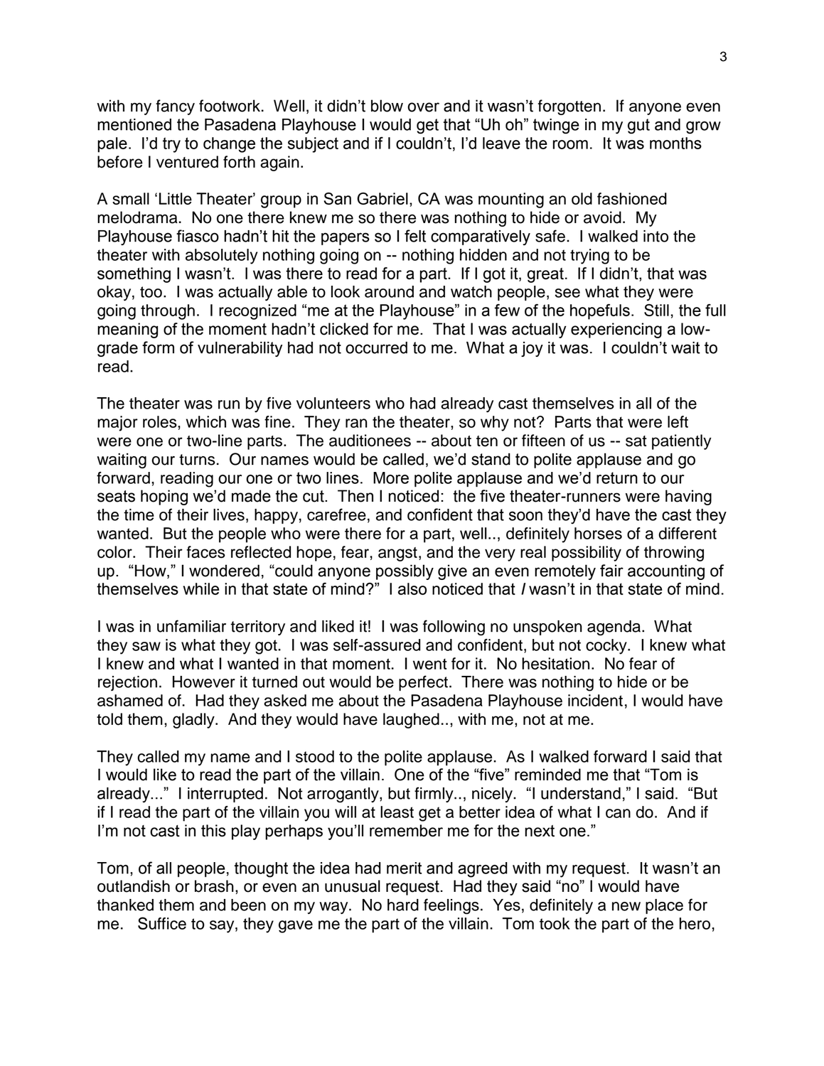with my fancy footwork. Well, it didn't blow over and it wasn't forgotten. If anyone even mentioned the Pasadena Playhouse I would get that "Uh oh" twinge in my gut and grow pale. I'd try to change the subject and if I couldn't, I'd leave the room. It was months before I ventured forth again.

A small 'Little Theater' group in San Gabriel, CA was mounting an old fashioned melodrama. No one there knew me so there was nothing to hide or avoid. My Playhouse fiasco hadn't hit the papers so I felt comparatively safe. I walked into the theater with absolutely nothing going on -- nothing hidden and not trying to be something I wasn't. I was there to read for a part. If I got it, great. If I didn't, that was okay, too. I was actually able to look around and watch people, see what they were going through. I recognized "me at the Playhouse" in a few of the hopefuls. Still, the full meaning of the moment hadn't clicked for me. That I was actually experiencing a low-grade form of vulnerability had not occurred to me. What a joy it was. I couldn't wait to read.

The theater was run by five volunteers who had already cast themselves in all of the major roles, which was fine. They ran the theater, so why not? Parts that were left were one or two-line parts. The auditionees -- about ten or fifteen of us -- sat patiently waiting our turns. Our names would be called, we'd stand to polite applause and go forward, reading our one or two lines. More polite applause and we'd return to our seats hoping we'd made the cut. Then I noticed: the five theater-runners were having the time of their lives, happy, carefree, and confident that soon they'd have the cast they wanted. But the people who were there for a part, well.., definitely horses of a different color. Their faces reflected hope, fear, angst, and the very real possibility of throwing up. "How," I wondered, "could anyone possibly give an even remotely fair accounting of themselves while in that state of mind?" I also noticed that *I* wasn't in that state of mind.

I was in unfamiliar territory and liked it! I was following no unspoken agenda. What they saw is what they got. I was self-assured and confident, but not cocky. I knew what I knew and what I wanted in that moment. I went for it. No hesitation. No fear of rejection. However it turned out would be perfect. There was nothing to hide or be ashamed of. Had they asked me about the Pasadena Playhouse incident, I would have told them, gladly. And they would have laughed.., with me, not at me.

They called my name and I stood to the polite applause. As I walked forward I said that I would like to read the part of the villain. One of the "five" reminded me that "Tom is already..." I interrupted. Not arrogantly, but firmly.., nicely. "I understand," I said. "But if I read the part of the villain you will at least get a better idea of what I can do. And if I'm not cast in this play perhaps you'll remember me for the next one."

Tom, of all people, thought the idea had merit and agreed with my request. It wasn't an outlandish or brash, or even an unusual request. Had they said "no" I would have thanked them and been on my way. No hard feelings. Yes, definitely a new place for me. Suffice to say, they gave me the part of the villain. Tom took the part of the hero,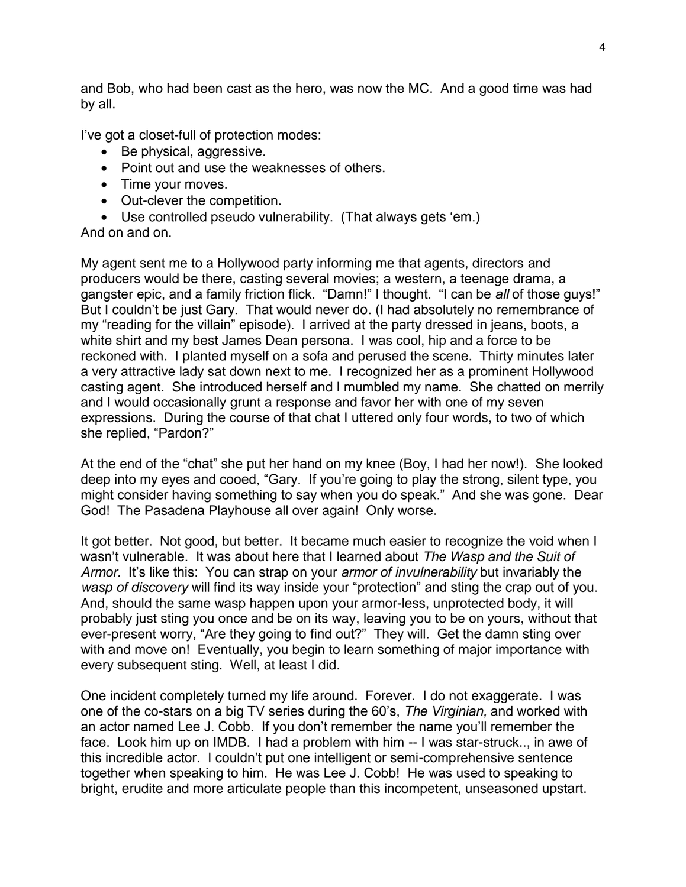and Bob, who had been cast as the hero, was now the MC. And a good time was had by all.

I've got a closet-full of protection modes:

- Be physical, aggressive.
- Point out and use the weaknesses of others.
- Time your moves.
- Out-clever the competition.
- Use controlled pseudo vulnerability. (That always gets 'em.)

And on and on.

My agent sent me to a Hollywood party informing me that agents, directors and producers would be there, casting several movies; a western, a teenage drama, a gangster epic, and a family friction flick. "Damn!" I thought. "I can be *all* of those guys!" But I couldn't be just Gary. That would never do. (I had absolutely no remembrance of my "reading for the villain" episode). I arrived at the party dressed in jeans, boots, a white shirt and my best James Dean persona. I was cool, hip and a force to be reckoned with. I planted myself on a sofa and perused the scene. Thirty minutes later a very attractive lady sat down next to me. I recognized her as a prominent Hollywood casting agent. She introduced herself and I mumbled my name. She chatted on merrily and I would occasionally grunt a response and favor her with one of my seven expressions. During the course of that chat I uttered only four words, to two of which she replied, "Pardon?"

At the end of the "chat" she put her hand on my knee (Boy, I had her now!). She looked deep into my eyes and cooed, "Gary. If you're going to play the strong, silent type, you might consider having something to say when you do speak." And she was gone. Dear God! The Pasadena Playhouse all over again! Only worse.

It got better. Not good, but better. It became much easier to recognize the void when I wasn't vulnerable. It was about here that I learned about *The Wasp and the Suit of Armor.* It's like this: You can strap on your *armor of invulnerability* but invariably the *wasp of discovery* will find its way inside your "protection" and sting the crap out of you. And, should the same wasp happen upon your armor-less, unprotected body, it will probably just sting you once and be on its way, leaving you to be on yours, without that ever-present worry, "Are they going to find out?" They will. Get the damn sting over with and move on! Eventually, you begin to learn something of major importance with every subsequent sting. Well, at least I did.

One incident completely turned my life around. Forever. I do not exaggerate. I was one of the co-stars on a big TV series during the 60's, *The Virginian,* and worked with an actor named Lee J. Cobb. If you don't remember the name you'll remember the face. Look him up on IMDB. I had a problem with him -- I was star-struck.., in awe of this incredible actor. I couldn't put one intelligent or semi-comprehensive sentence together when speaking to him. He was Lee J. Cobb! He was used to speaking to bright, erudite and more articulate people than this incompetent, unseasoned upstart.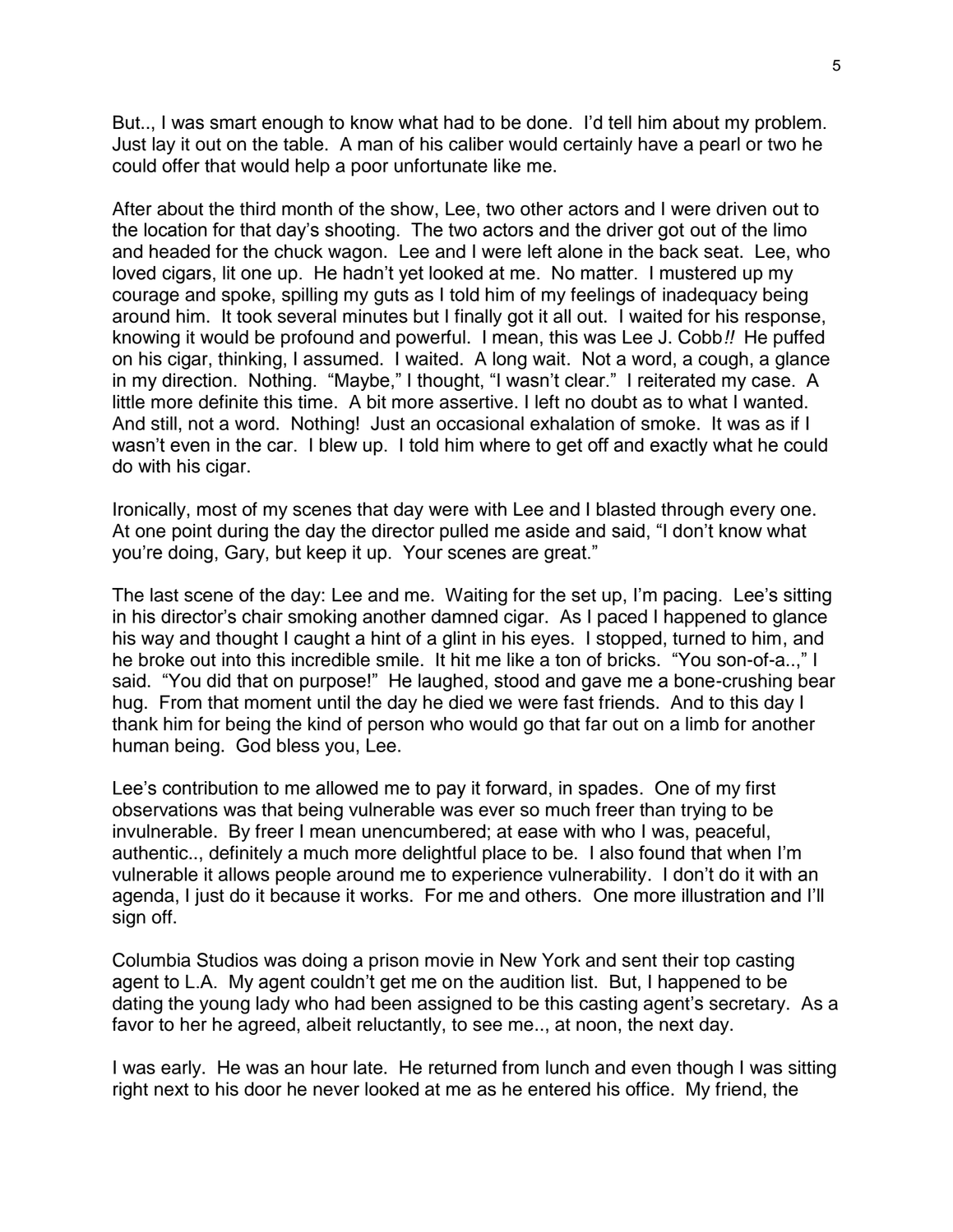But.., I was smart enough to know what had to be done. I'd tell him about my problem. Just lay it out on the table. A man of his caliber would certainly have a pearl or two he could offer that would help a poor unfortunate like me.

After about the third month of the show, Lee, two other actors and I were driven out to the location for that day's shooting. The two actors and the driver got out of the limo and headed for the chuck wagon. Lee and I were left alone in the back seat. Lee, who loved cigars, lit one up. He hadn't yet looked at me. No matter. I mustered up my courage and spoke, spilling my guts as I told him of my feelings of inadequacy being around him. It took several minutes but I finally got it all out. I waited for his response, knowing it would be profound and powerful. I mean, this was Lee J. Cobb*!!* He puffed on his cigar, thinking, I assumed. I waited. A long wait. Not a word, a cough, a glance in my direction. Nothing. "Maybe," I thought, "I wasn't clear." I reiterated my case. A little more definite this time. A bit more assertive. I left no doubt as to what I wanted. And still, not a word. Nothing! Just an occasional exhalation of smoke. It was as if I wasn't even in the car. I blew up. I told him where to get off and exactly what he could do with his cigar.

Ironically, most of my scenes that day were with Lee and I blasted through every one. At one point during the day the director pulled me aside and said, "I don't know what you're doing, Gary, but keep it up. Your scenes are great."

The last scene of the day: Lee and me. Waiting for the set up, I'm pacing. Lee's sitting in his director's chair smoking another damned cigar. As I paced I happened to glance his way and thought I caught a hint of a glint in his eyes. I stopped, turned to him, and he broke out into this incredible smile. It hit me like a ton of bricks. "You son-of-a..," I said. "You did that on purpose!" He laughed, stood and gave me a bone-crushing bear hug. From that moment until the day he died we were fast friends. And to this day I thank him for being the kind of person who would go that far out on a limb for another human being. God bless you, Lee.

Lee's contribution to me allowed me to pay it forward, in spades. One of my first observations was that being vulnerable was ever so much freer than trying to be invulnerable. By freer I mean unencumbered; at ease with who I was, peaceful, authentic.., definitely a much more delightful place to be. I also found that when I'm vulnerable it allows people around me to experience vulnerability. I don't do it with an agenda, I just do it because it works. For me and others. One more illustration and I'll sign off.

Columbia Studios was doing a prison movie in New York and sent their top casting agent to L.A. My agent couldn't get me on the audition list. But, I happened to be dating the young lady who had been assigned to be this casting agent's secretary. As a favor to her he agreed, albeit reluctantly, to see me.., at noon, the next day.

I was early. He was an hour late. He returned from lunch and even though I was sitting right next to his door he never looked at me as he entered his office. My friend, the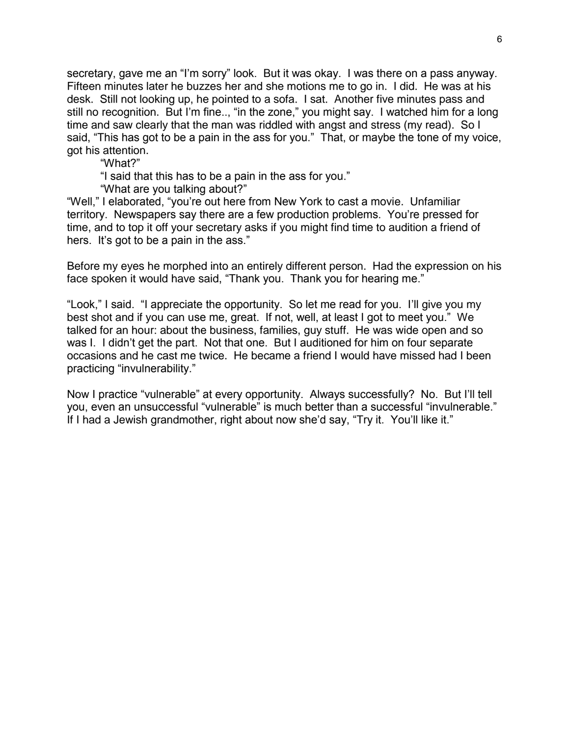secretary, gave me an "I'm sorry" look. But it was okay. I was there on a pass anyway. Fifteen minutes later he buzzes her and she motions me to go in. I did. He was at his desk. Still not looking up, he pointed to a sofa. I sat. Another five minutes pass and still no recognition. But I'm fine.., "in the zone," you might say. I watched him for a long time and saw clearly that the man was riddled with angst and stress (my read). So I said, "This has got to be a pain in the ass for you." That, or maybe the tone of my voice, got his attention.

"What?"

"I said that this has to be a pain in the ass for you."

"What are you talking about?"

"Well," I elaborated, "you're out here from New York to cast a movie. Unfamiliar territory. Newspapers say there are a few production problems. You're pressed for time, and to top it off your secretary asks if you might find time to audition a friend of hers. It's got to be a pain in the ass."

Before my eyes he morphed into an entirely different person. Had the expression on his face spoken it would have said, "Thank you. Thank you for hearing me."

"Look," I said. "I appreciate the opportunity. So let me read for you. I'll give you my best shot and if you can use me, great. If not, well, at least I got to meet you." We talked for an hour: about the business, families, guy stuff. He was wide open and so was I. I didn't get the part. Not that one. But I auditioned for him on four separate occasions and he cast me twice. He became a friend I would have missed had I been practicing "invulnerability."

Now I practice "vulnerable" at every opportunity. Always successfully? No. But I'll tell you, even an unsuccessful "vulnerable" is much better than a successful "invulnerable." If I had a Jewish grandmother, right about now she'd say, "Try it. You'll like it."